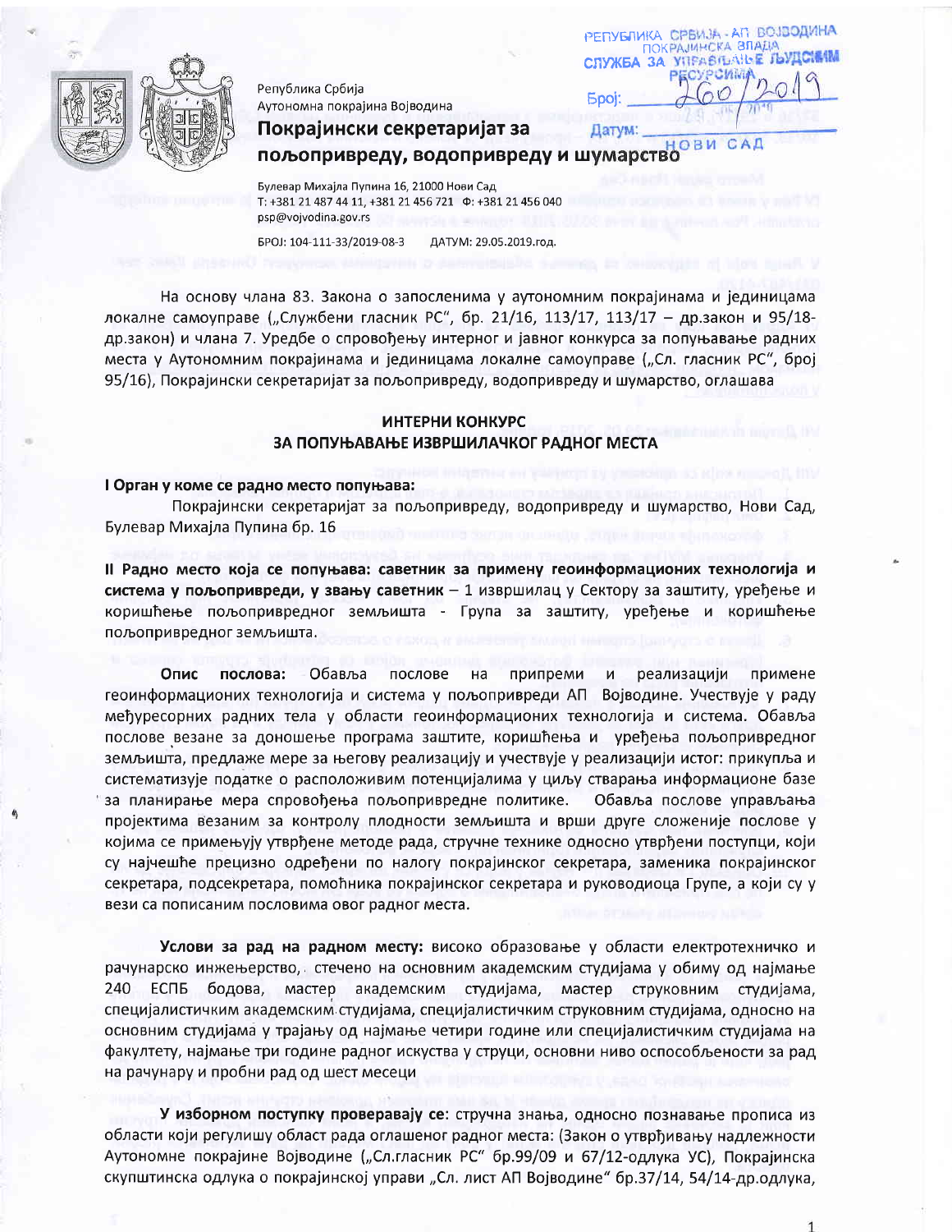Република Србија
Аутономна покрајина Војводина

**Покрајински секретаријат за пољопривреду, водопривреду и шумарство**

Булевар Михајла Пупина 16, 21000 Нови Сад
Т: +381 21 487 44 11, +381 21 456 721 Ф: +381 21 456 040
psp@vojvodina.gov.rs

БРОЈ: 104-111-33/2019-08-3 ДАТУМ: 29.05.2019.год.

РЕПУБЛИКА СРБИЈА - АП ВОЈВОДИНА
ПОКРАЈИНСКА ВЛАДА
СЛУЖБА ЗА УПРАВЉАЊЕ ЉУДСКИМ РЕСУРСИМА
Број: 260/2019
Датум:
НОВИ САД

На основу члана 83. Закона о запосленима у аутономним покрајинама и јединицама локалне самоуправе („Службени гласник РС", бр. 21/16, 113/17, 113/17 – др.закон и 95/18-др.закон) и члана 7. Уредбе о спровођењу интерног и јавног конкурса за попуњавање радних места у Аутономним покрајинама и јединицама локалне самоуправе („Сл. гласник РС", број 95/16), Покрајински секретаријат за пољопривреду, водопривреду и шумарство, оглашава

## ИНТЕРНИ КОНКУРС
## ЗА ПОПУЊАВАЊЕ ИЗВРШИЛАЧКОГ РАДНОГ МЕСТА

**I Орган у коме се радно место попуњава:**

Покрајински секретаријат за пољопривреду, водопривреду и шумарство, Нови Сад, Булевар Михајла Пупина бр. 16

**II Радно место која се попуњава: саветник за примену геоинформационих технологија и система у пољопривреди, у звању саветник** – 1 извршилац у Сектору за заштиту, уређење и коришћење пољопривредног земљишта - Група за заштиту, уређење и коришћење пољопривредног земљишта.

**Опис послова:** Обавља послове на припреми и реализацији примене геоинформационих технологија и система у пољопривреди АП Војводине. Учествује у раду међуресорних радних тела у области геоинформационих технологија и система. Обавља послове везане за доношење програма заштите, коришћења и уређења пољопривредног земљишта, предлаже мере за његову реализацију и учествује у реализацији истог: прикупља и систематизује податке о расположивим потенцијалима у циљу стварања информационе базе за планирање мера спровођења пољопривредне политике. Обавља послове управљања пројектима везаним за контролу плодности земљишта и врши друге сложеније послове у којима се примењују утврђене методе рада, стручне технике односно утврђени поступци, који су најчешће прецизно одређени по налогу покрајинског секретара, заменика покрајинског секретара, подсекретара, помоћника покрајинског секретара и руководиоца Групе, а који су у вези са пописаним пословима овог радног места.

**Услови за рад на радном месту:** високо образовање у области електротехничко и рачунарско инжењерство, стечено на основним академским студијама у обиму од најмање 240 ЕСПБ бодова, мастер академским студијама, мастер струковним студијама, специјалистичким академским студијама, специјалистичким струковним студијама, односно на основним студијама у трајању од најмање четири године или специјалистичким студијама на факултету, најмање три године радног искуства у струци, основни ниво оспособљености за рад на рачунару и пробни рад од шест месеци

**У изборном поступку проверавају се:** стручна знања, односно познавање прописа из области који регулишу област рада оглашеног радног места: (Закон о утврђивању надлежности Аутономне покрајине Војводине („Сл.гласник РС" бр.99/09 и 67/12-одлука УС), Покрајинска скупштинска одлука о покрајинској управи „Сл. лист АП Војводине" бр.37/14, 54/14-др.одлука,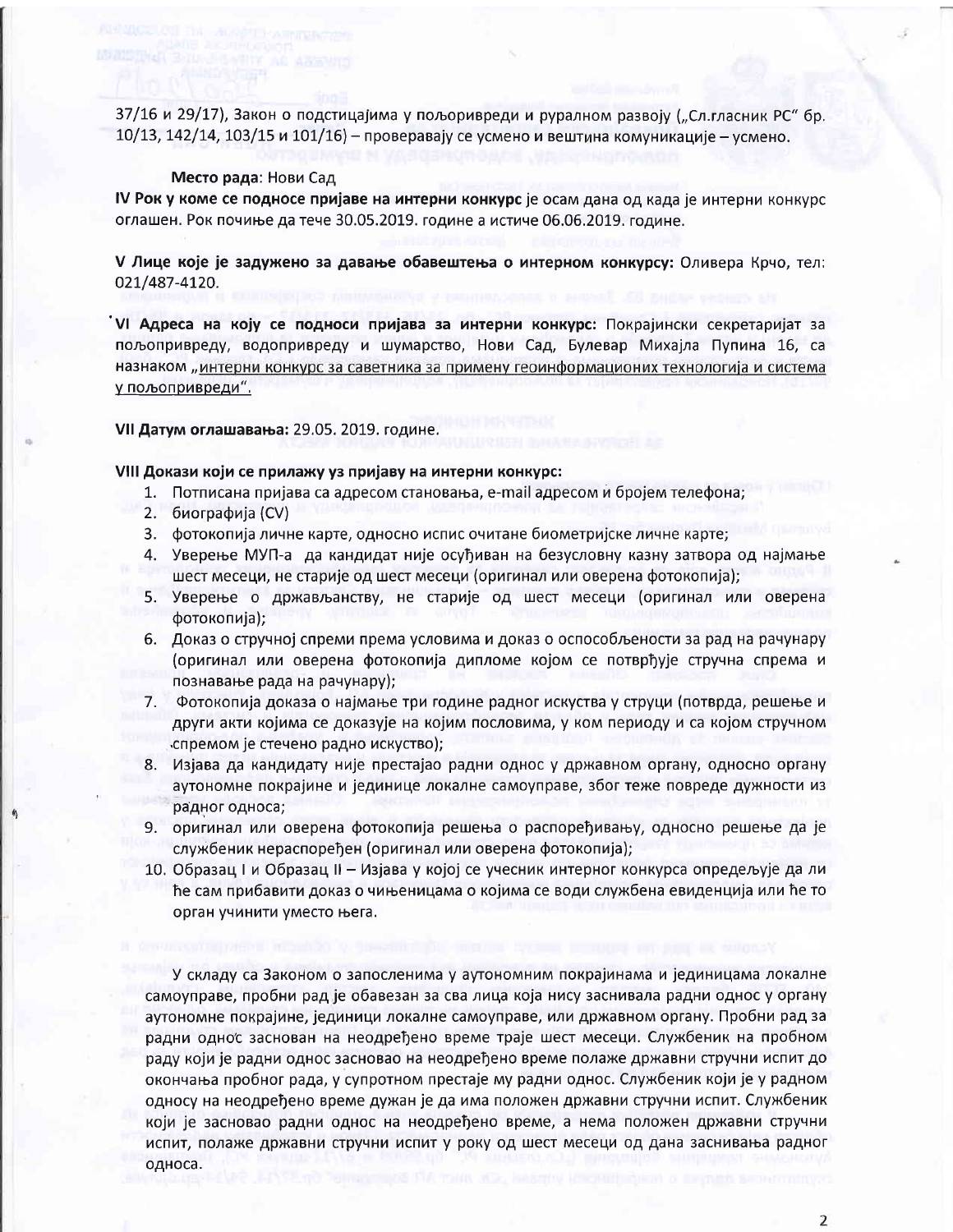37/16 и 29/17), Закон о подстицајима у пољопривреди и руралном развоју („Сл.гласник РС" бр. 10/13, 142/14, 103/15 и 101/16) – проверавају се усмено и вештина комуникације – усмено.

**Место рада**: Нови Сад

**IV Рок у коме се подносе пријаве на интерни конкурс** је осам дана од када је интерни конкурс оглашен. Рок почиње да тече 30.05.2019. године а истиче 06.06.2019. године.

**V Лице које је задужено за давање обавештења о интерном конкурсу:** Оливера Крчо, тел: 021/487-4120.

**VI Адреса на коју се подноси пријава за интерни конкурс:** Покрајински секретаријат за пољопривреду, водопривреду и шумарство, Нови Сад, Булевар Михајла Пупина 16, са назнаком „интерни конкурс за саветника за примену геоинформационих технологија и система у пољопривреди".

**VII Датум оглашавања:** 29.05. 2019. године.

**VIII Докази који се прилажу уз пријаву на интерни конкурс:**

1. Потписана пријава са адресом становања, e-mail адресом и бројем телефона;
2. биографија (CV)
3. фотокопија личне карте, односно испис очитане биометријске личне карте;
4. Уверење МУП-а да кандидат није осуђиван на безусловну казну затвора од најмање шест месеци, не старије од шест месеци (оригинал или оверена фотокопија);
5. Уверење о држављанству, не старије од шест месеци (оригинал или оверена фотокопија);
6. Доказ о стручној спреми према условима и доказ о оспособљености за рад на рачунару (оригинал или оверена фотокопија дипломе којом се потврђује стручна спрема и познавање рада на рачунару);
7. Фотокопија доказа о најмање три године радног искуства у струци (потврда, решење и други акти којима се доказује на којим пословима, у ком периоду и са којом стручном спремом је стечено радно искуство);
8. Изјава да кандидату није престајао радни однос у државном органу, односно органу аутономне покрајине и јединице локалне самоуправе, због теже повреде дужности из радног односа;
9. оригинал или оверена фотокопија решења о распоређивању, односно решење да је службеник нераспоређен (оригинал или оверена фотокопија);
10. Образац I и Образац II – Изјава у којој се учесник интерног конкурса опредељује да ли ће сам прибавити доказ о чињеницама о којима се води службена евиденција или ће то орган учинити уместо њега.

У складу са Законом о запосленима у аутономним покрајинама и јединицама локалне самоуправе, пробни рад је обавезан за сва лица која нису засннвала радни однос у органу аутономне покрајине, јединици локалне самоуправе, или државном органу. Пробни рад за радни однос заснован на неодређено време траје шест месеци. Службеник на пробном раду који је радни однос засновао на неодређено време полаже државни стручни испит до окончања пробног рада, у супротном престаје му радни однос. Службеник који је у радном односу на неодређено време дужан је да има положен државни стручни испит. Службеник који је засновао радни однос на неодређено време, а нема положен државни стручни испит, полаже државни стручни испит у року од шест месеци од дана заснивања радног односа.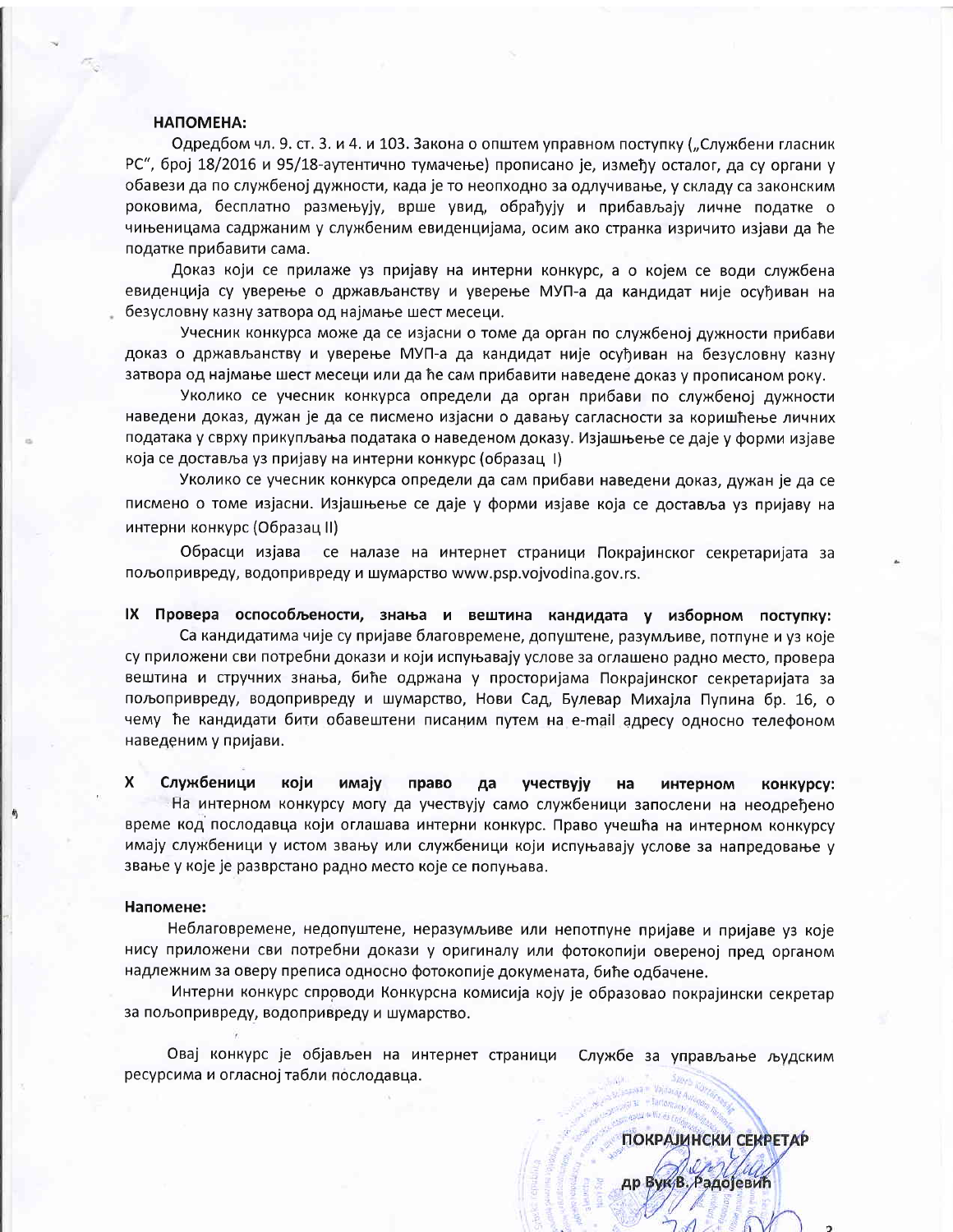**НАПОМЕНА:**

Одредбом чл. 9. ст. 3. и 4. и 103. Закона о општем управном поступку („Службени гласник РС", број 18/2016 и 95/18-аутентично тумачење) прописано је, између осталог, да су органи у обавези да по службеној дужности, када је то неопходно за одлучивање, у складу са законским роковима, бесплатно размењују, врше увид, обрађују и прибављају личне податке о чињеницама садржаним у службеним евиденцијама, осим ако странка изричито изјави да ће податке прибавити сама.

Доказ који се прилаже уз пријаву на интерни конкурс, а о којем се води службена евиденција су уверење о држављанству и уверење МУП-а да кандидат није осуђиван на безусловну казну затвора од најмање шест месеци.

Учесник конкурса може да се изјасни о томе да орган по службеној дужности прибави доказ о држављанству и уверење МУП-а да кандидат није осуђиван на безусловну казну затвора од најмање шест месеци или да ће сам прибавити наведене доказ у прописаном року.

Уколико се учесник конкурса определи да орган прибави по службеној дужности наведени доказ, дужан је да се писмено изјасни о давању сагласности за коришћење личних података у сврху прикупљања података о наведеном доказу. Изјашњење се даје у форми изјаве која се доставља уз пријаву на интерни конкурс (образац I)

Уколико се учесник конкурса определи да сам прибави наведени доказ, дужан је да се писмено о томе изјасни. Изјашњење се даје у форми изјаве која се доставља уз пријаву на интерни конкурс (Образац II)

Обрасци изјава се налазе на интернет страници Покрајинског секретаријата за пољопривреду, водопривреду и шумарство www.psp.vojvodina.gov.rs.

**IX Провера оспособљености, знања и вештина кандидата у изборном поступку:**

Са кандидатима чије су пријаве благовремене, допуштене, разумљиве, потпуне и уз које су приложени сви потребни докази и који испуњавају услове за оглашено радно место, провера вештина и стручних знања, биће одржана у просторијама Покрајинског секретаријата за пољопривреду, водопривреду и шумарство, Нови Сад, Булевар Михајла Пупина бр. 16, о чему ће кандидати бити обавештени писаним путем на e-mail адресу односно телефоном наведеним у пријави.

**X Службеници који имају право да учествују на интерном конкурсу:**

На интерном конкурсу могу да учествују само службеници запослени на неодређено време код послодавца који оглашава интерни конкурс. Право учешћа на интерном конкурсу имају службеници у истом звању или службеници који испуњавају услове за напредовање у звање у које је разврстано радно место које се попуњава.

**Напомене:**

Неблаговремене, недопуштене, неразумљиве или непотпуне пријаве и пријаве уз које нису приложени сви потребни докази у оригиналу или фотокопији овереној пред органом надлежним за оверу преписа односно фотокопије докумената, биће одбачене.

Интерни конкурс спроводи Конкурсна комисија коју је образовао покрајински секретар за пољопривреду, водопривреду и шумарство.

Овај конкурс је објављен на интернет страници Служба за управљање људским ресурсима и огласној табли послодавца.

ПОКРАЈИНСКИ СЕКРЕТАР

др Вук В. Радојевић